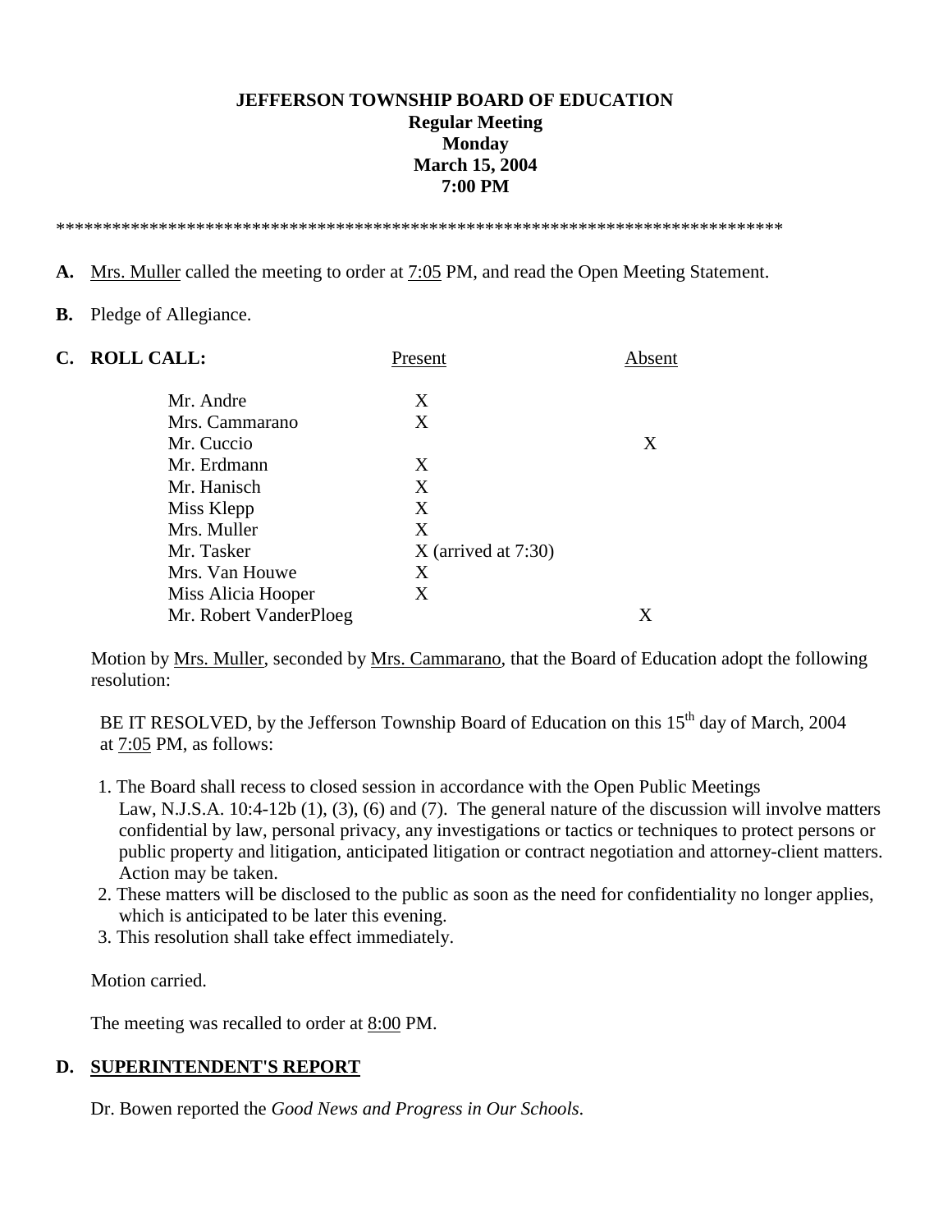**JEFFERSON TOWNSHIP BOARD OF EDUCATION**
**Regular Meeting**
**Monday**
**March 15, 2004**
**7:00 PM**

*******************************************************************************

**A.** Mrs. Muller called the meeting to order at 7:05 PM, and read the Open Meeting Statement.

**B.** Pledge of Allegiance.

**C. ROLL CALL:**

| | Present | Absent |
|---|---|---|
| Mr. Andre | X | |
| Mrs. Cammarano | X | |
| Mr. Cuccio | | X |
| Mr. Erdmann | X | |
| Mr. Hanisch | X | |
| Miss Klepp | X | |
| Mrs. Muller | X | |
| Mr. Tasker | X (arrived at 7:30) | |
| Mrs. Van Houwe | X | |
| Miss Alicia Hooper | X | |
| Mr. Robert VanderPloeg | | X |

Motion by Mrs. Muller, seconded by Mrs. Cammarano, that the Board of Education adopt the following resolution:

BE IT RESOLVED, by the Jefferson Township Board of Education on this 15th day of March, 2004 at 7:05 PM, as follows:

1. The Board shall recess to closed session in accordance with the Open Public Meetings Law, N.J.S.A. 10:4-12b (1), (3), (6) and (7). The general nature of the discussion will involve matters confidential by law, personal privacy, any investigations or tactics or techniques to protect persons or public property and litigation, anticipated litigation or contract negotiation and attorney-client matters. Action may be taken.
2. These matters will be disclosed to the public as soon as the need for confidentiality no longer applies, which is anticipated to be later this evening.
3. This resolution shall take effect immediately.

Motion carried.

The meeting was recalled to order at 8:00 PM.

**D. SUPERINTENDENT'S REPORT**

Dr. Bowen reported the *Good News and Progress in Our Schools*.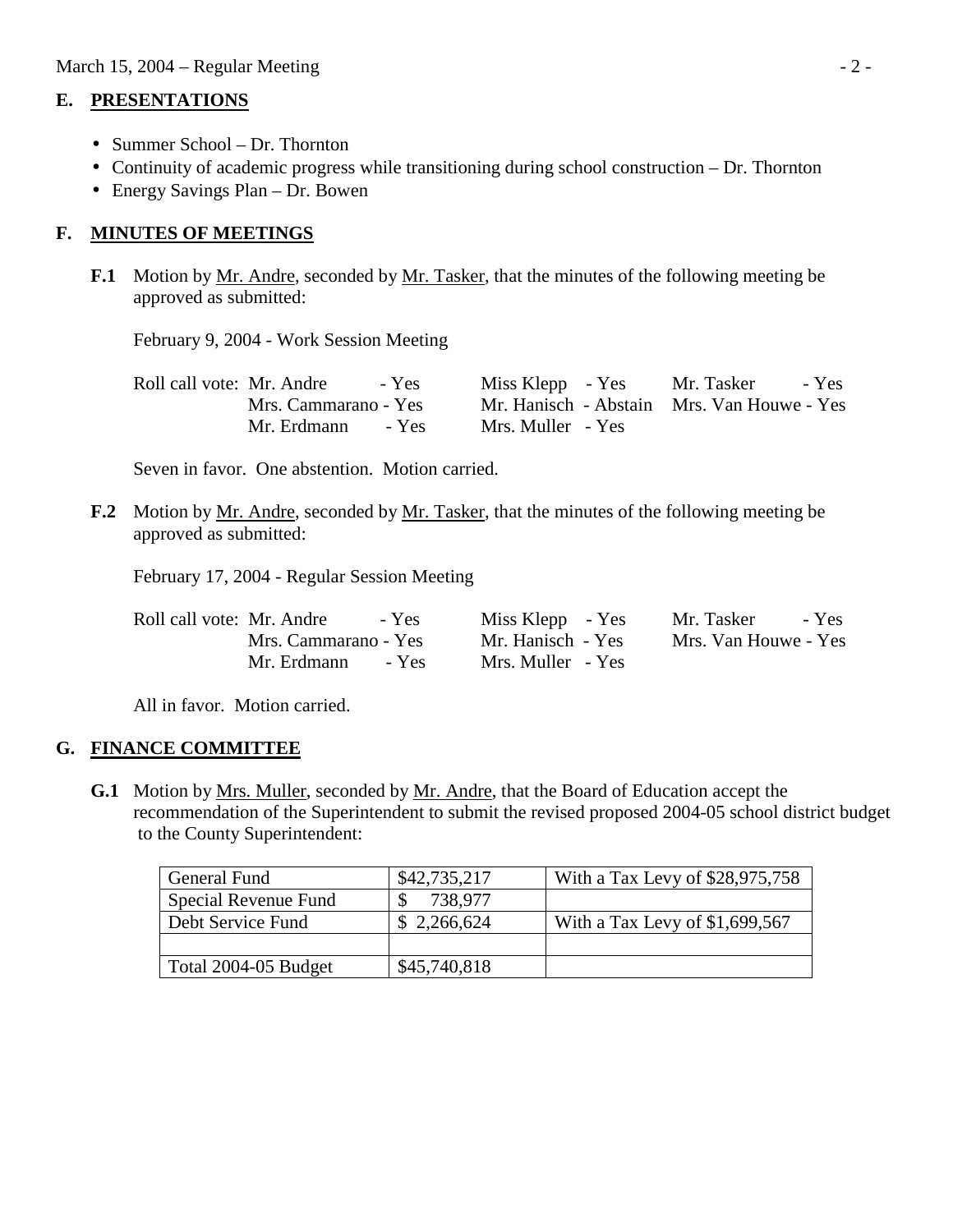## E. PRESENTATIONS

- Summer School – Dr. Thornton
- Continuity of academic progress while transitioning during school construction – Dr. Thornton
- Energy Savings Plan – Dr. Bowen

## F. MINUTES OF MEETINGS

**F.1** Motion by Mr. Andre, seconded by Mr. Tasker, that the minutes of the following meeting be approved as submitted:

February 9, 2004 - Work Session Meeting

| Roll call vote: | | | |
|---|---|---|---|
| | Mr. Andre - Yes | Miss Klepp - Yes | Mr. Tasker - Yes |
| | Mrs. Cammarano - Yes | Mr. Hanisch - Abstain | Mrs. Van Houwe - Yes |
| | Mr. Erdmann - Yes | Mrs. Muller - Yes | |

Seven in favor. One abstention. Motion carried.

**F.2** Motion by Mr. Andre, seconded by Mr. Tasker, that the minutes of the following meeting be approved as submitted:

February 17, 2004 - Regular Session Meeting

| Roll call vote: | | | |
|---|---|---|---|
| | Mr. Andre - Yes | Miss Klepp - Yes | Mr. Tasker - Yes |
| | Mrs. Cammarano - Yes | Mr. Hanisch - Yes | Mrs. Van Houwe - Yes |
| | Mr. Erdmann - Yes | Mrs. Muller - Yes | |

All in favor. Motion carried.

## G. FINANCE COMMITTEE

**G.1** Motion by Mrs. Muller, seconded by Mr. Andre, that the Board of Education accept the recommendation of the Superintendent to submit the revised proposed 2004-05 school district budget to the County Superintendent:

| General Fund | $42,735,217 | With a Tax Levy of $28,975,758 |
|---|---|---|
| Special Revenue Fund | $ 738,977 | |
| Debt Service Fund | $ 2,266,624 | With a Tax Levy of $1,699,567 |
| | | |
| Total 2004-05 Budget | $45,740,818 | |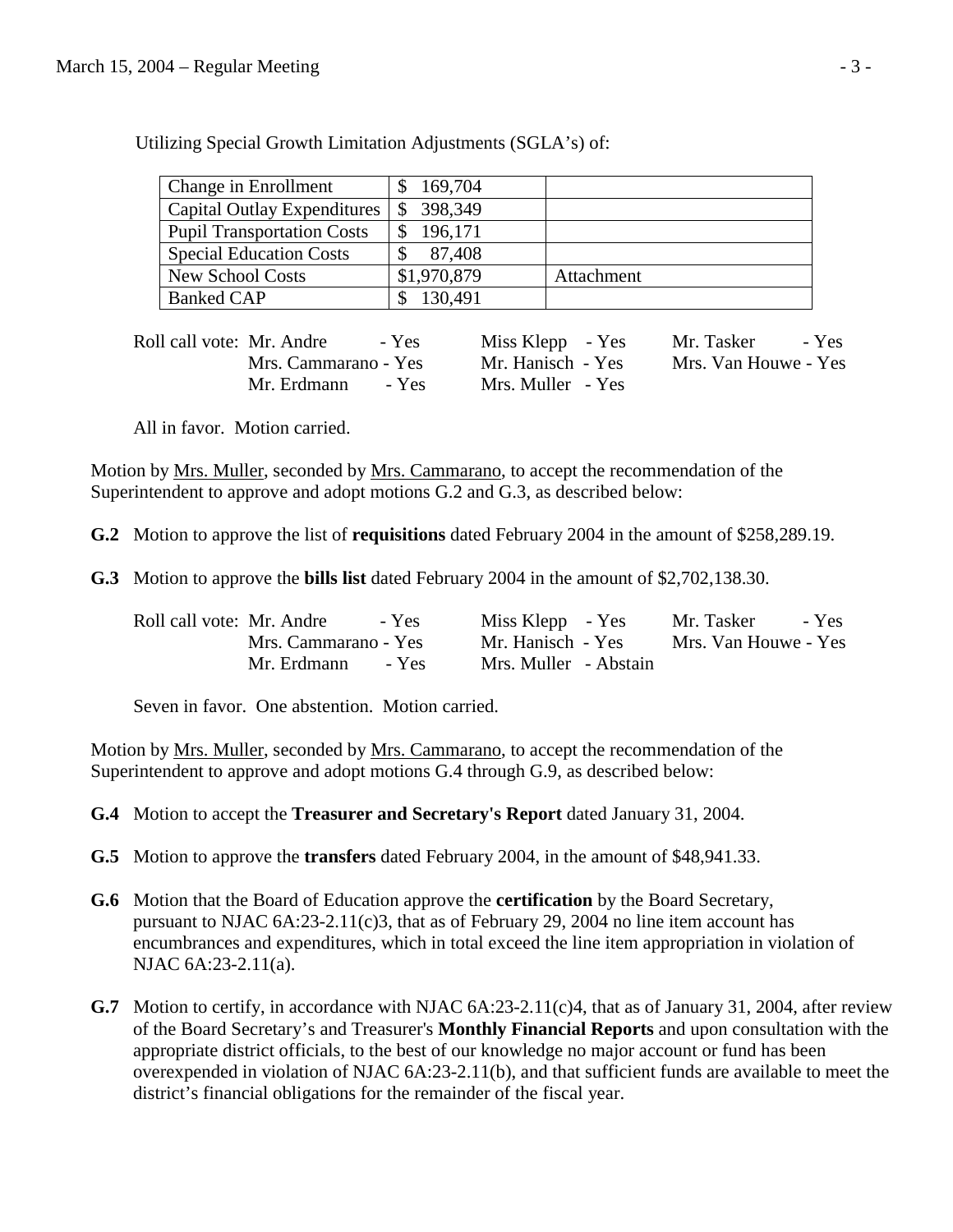Utilizing Special Growth Limitation Adjustments (SGLA's) of:

| | | |
|---|---|---|
| Change in Enrollment | $ 169,704 | |
| Capital Outlay Expenditures | $ 398,349 | |
| Pupil Transportation Costs | $ 196,171 | |
| Special Education Costs | $ 87,408 | |
| New School Costs | $1,970,879 | Attachment |
| Banked CAP | $ 130,491 | |

Roll call vote: Mr. Andre - Yes, Mrs. Cammarano - Yes, Mr. Erdmann - Yes, Miss Klepp - Yes, Mr. Hanisch - Yes, Mrs. Muller - Yes, Mr. Tasker - Yes, Mrs. Van Houwe - Yes

All in favor. Motion carried.

Motion by Mrs. Muller, seconded by Mrs. Cammarano, to accept the recommendation of the Superintendent to approve and adopt motions G.2 and G.3, as described below:

**G.2** Motion to approve the list of **requisitions** dated February 2004 in the amount of $258,289.19.

**G.3** Motion to approve the **bills list** dated February 2004 in the amount of $2,702,138.30.

Roll call vote: Mr. Andre - Yes, Mrs. Cammarano - Yes, Mr. Erdmann - Yes, Miss Klepp - Yes, Mr. Hanisch - Yes, Mrs. Muller - Abstain, Mr. Tasker - Yes, Mrs. Van Houwe - Yes

Seven in favor. One abstention. Motion carried.

Motion by Mrs. Muller, seconded by Mrs. Cammarano, to accept the recommendation of the Superintendent to approve and adopt motions G.4 through G.9, as described below:

**G.4** Motion to accept the **Treasurer and Secretary's Report** dated January 31, 2004.

**G.5** Motion to approve the **transfers** dated February 2004, in the amount of $48,941.33.

**G.6** Motion that the Board of Education approve the **certification** by the Board Secretary, pursuant to NJAC 6A:23-2.11(c)3, that as of February 29, 2004 no line item account has encumbrances and expenditures, which in total exceed the line item appropriation in violation of NJAC 6A:23-2.11(a).

**G.7** Motion to certify, in accordance with NJAC 6A:23-2.11(c)4, that as of January 31, 2004, after review of the Board Secretary's and Treasurer's **Monthly Financial Reports** and upon consultation with the appropriate district officials, to the best of our knowledge no major account or fund has been overexpended in violation of NJAC 6A:23-2.11(b), and that sufficient funds are available to meet the district's financial obligations for the remainder of the fiscal year.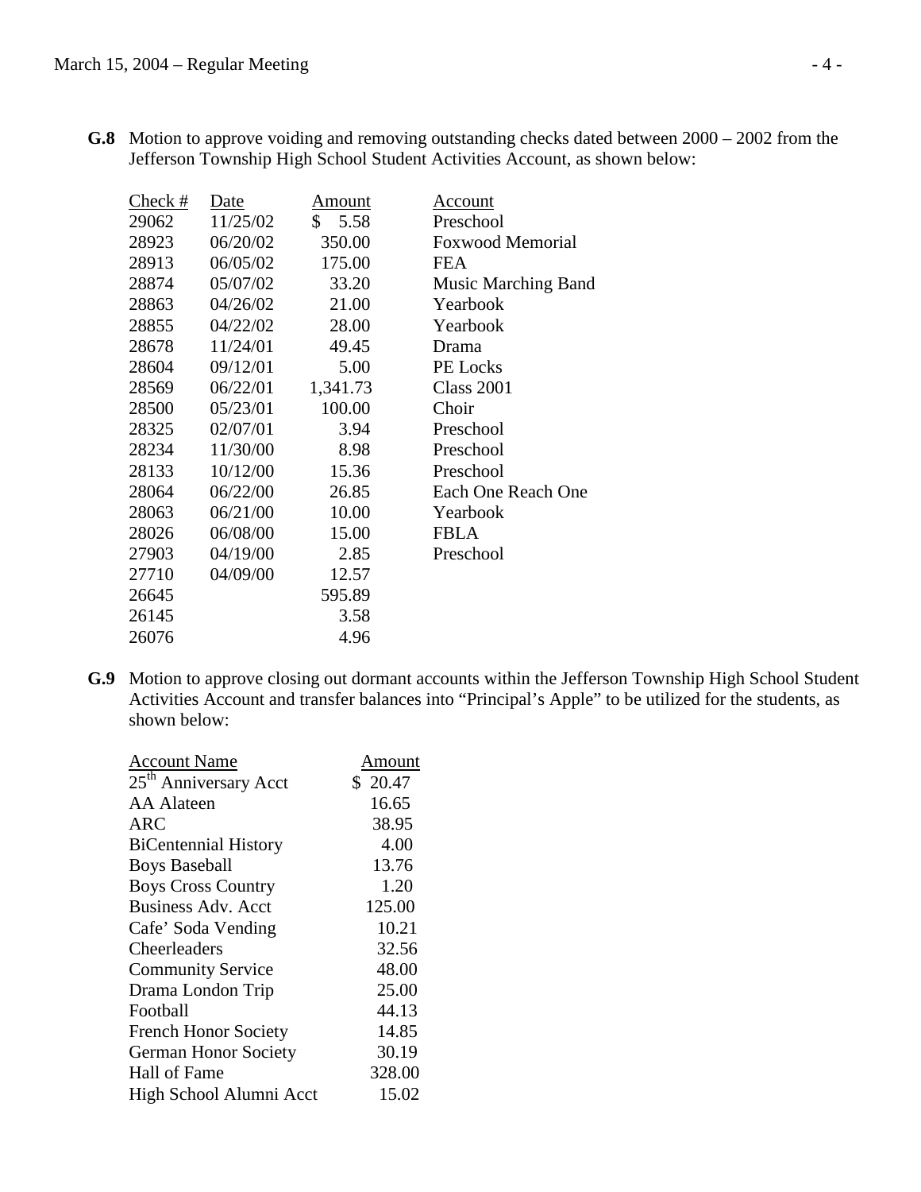**G.8** Motion to approve voiding and removing outstanding checks dated between 2000 – 2002 from the Jefferson Township High School Student Activities Account, as shown below:

| Check # | Date | Amount | Account |
|---|---|---|---|
| 29062 | 11/25/02 | $ 5.58 | Preschool |
| 28923 | 06/20/02 | 350.00 | Foxwood Memorial |
| 28913 | 06/05/02 | 175.00 | FEA |
| 28874 | 05/07/02 | 33.20 | Music Marching Band |
| 28863 | 04/26/02 | 21.00 | Yearbook |
| 28855 | 04/22/02 | 28.00 | Yearbook |
| 28678 | 11/24/01 | 49.45 | Drama |
| 28604 | 09/12/01 | 5.00 | PE Locks |
| 28569 | 06/22/01 | 1,341.73 | Class 2001 |
| 28500 | 05/23/01 | 100.00 | Choir |
| 28325 | 02/07/01 | 3.94 | Preschool |
| 28234 | 11/30/00 | 8.98 | Preschool |
| 28133 | 10/12/00 | 15.36 | Preschool |
| 28064 | 06/22/00 | 26.85 | Each One Reach One |
| 28063 | 06/21/00 | 10.00 | Yearbook |
| 28026 | 06/08/00 | 15.00 | FBLA |
| 27903 | 04/19/00 | 2.85 | Preschool |
| 27710 | 04/09/00 | 12.57 | |
| 26645 | | 595.89 | |
| 26145 | | 3.58 | |
| 26076 | | 4.96 | |

**G.9** Motion to approve closing out dormant accounts within the Jefferson Township High School Student Activities Account and transfer balances into "Principal's Apple" to be utilized for the students, as shown below:

| Account Name | Amount |
|---|---|
| 25th Anniversary Acct | $ 20.47 |
| AA Alateen | 16.65 |
| ARC | 38.95 |
| BiCentennial History | 4.00 |
| Boys Baseball | 13.76 |
| Boys Cross Country | 1.20 |
| Business Adv. Acct | 125.00 |
| Cafe' Soda Vending | 10.21 |
| Cheerleaders | 32.56 |
| Community Service | 48.00 |
| Drama London Trip | 25.00 |
| Football | 44.13 |
| French Honor Society | 14.85 |
| German Honor Society | 30.19 |
| Hall of Fame | 328.00 |
| High School Alumni Acct | 15.02 |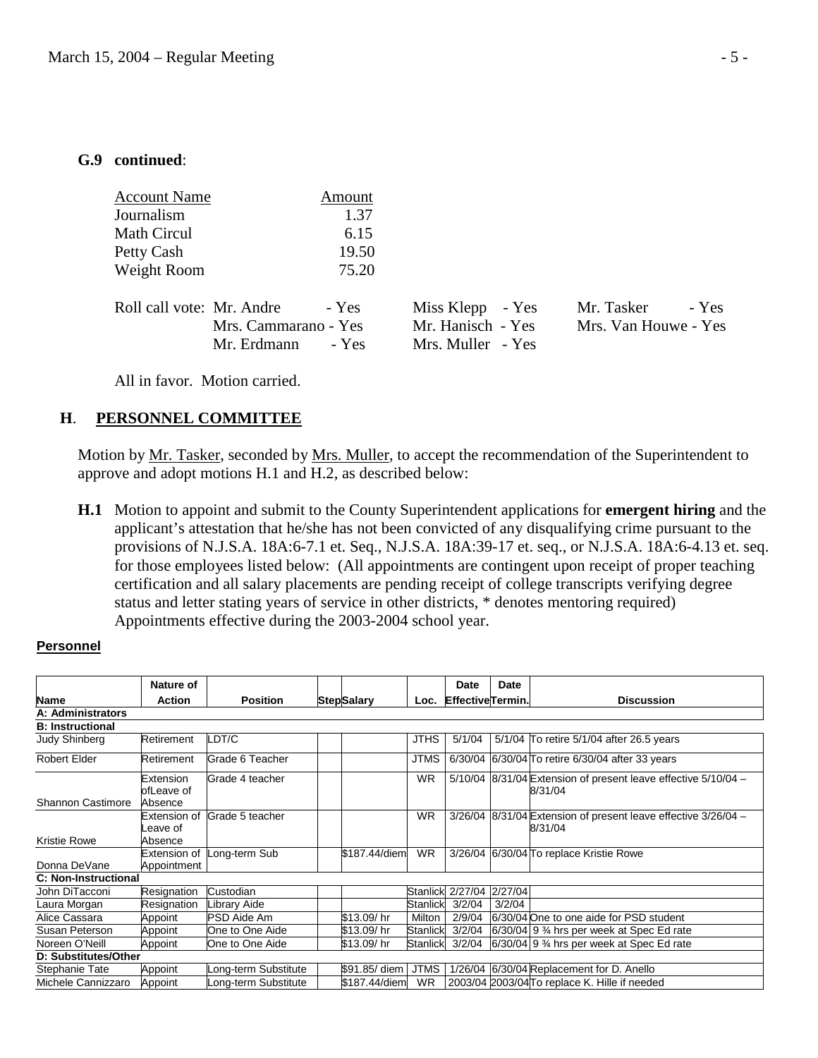**G.9 continued**:

| Account Name | Amount |
|---|---|
| Journalism | 1.37 |
| Math Circul | 6.15 |
| Petty Cash | 19.50 |
| Weight Room | 75.20 |

Roll call vote: Mr. Andre - Yes, Miss Klepp - Yes, Mr. Tasker - Yes, Mrs. Cammarano - Yes, Mr. Hanisch - Yes, Mrs. Van Houwe - Yes, Mr. Erdmann - Yes, Mrs. Muller - Yes

All in favor. Motion carried.

## H. PERSONNEL COMMITTEE

Motion by Mr. Tasker, seconded by Mrs. Muller, to accept the recommendation of the Superintendent to approve and adopt motions H.1 and H.2, as described below:

**H.1** Motion to appoint and submit to the County Superintendent applications for **emergent hiring** and the applicant's attestation that he/she has not been convicted of any disqualifying crime pursuant to the provisions of N.J.S.A. 18A:6-7.1 et. Seq., N.J.S.A. 18A:39-17 et. seq., or N.J.S.A. 18A:6-4.13 et. seq. for those employees listed below: (All appointments are contingent upon receipt of proper teaching certification and all salary placements are pending receipt of college transcripts verifying degree status and letter stating years of service in other districts, * denotes mentoring required) Appointments effective during the 2003-2004 school year.

**Personnel**

| Name | Nature of Action | Position | Step | Salary | Loc. | Date Effective | Date Termin. | Discussion |
|---|---|---|---|---|---|---|---|---|
| **A: Administrators** | | | | | | | | |
| **B: Instructional** | | | | | | | | |
| Judy Shinberg | Retirement | LDT/C | | | JTHS | 5/1/04 | 5/1/04 | To retire 5/1/04 after 26.5 years |
| Robert Elder | Retirement | Grade 6 Teacher | | | JTMS | 6/30/04 | 6/30/04 | To retire 6/30/04 after 33 years |
| Shannon Castimore | Extension ofLeave of Absence | Grade 4 teacher | | | WR | 5/10/04 | 8/31/04 | Extension of present leave effective 5/10/04 – 8/31/04 |
| Kristie Rowe | Extension of Leave of Absence | Grade 5 teacher | | | WR | 3/26/04 | 8/31/04 | Extension of present leave effective 3/26/04 – 8/31/04 |
| Donna DeVane | Extension of Appointment | Long-term Sub | | $187.44/diem | WR | 3/26/04 | 6/30/04 | To replace Kristie Rowe |
| **C: Non-Instructional** | | | | | | | | |
| John DiTacconi | Resignation | Custodian | | | Stanlick | 2/27/04 | 2/27/04 | |
| Laura Morgan | Resignation | Library Aide | | | Stanlick | 3/2/04 | 3/2/04 | |
| Alice Cassara | Appoint | PSD Aide Am | | $13.09/ hr | Milton | 2/9/04 | 6/30/04 | One to one aide for PSD student |
| Susan Peterson | Appoint | One to One Aide | | $13.09/ hr | Stanlick | 3/2/04 | 6/30/04 | 9 ¾ hrs per week at Spec Ed rate |
| Noreen O'Neill | Appoint | One to One Aide | | $13.09/ hr | Stanlick | 3/2/04 | 6/30/04 | 9 ¾ hrs per week at Spec Ed rate |
| **D: Substitutes/Other** | | | | | | | | |
| Stephanie Tate | Appoint | Long-term Substitute | | $91.85/ diem | JTMS | 1/26/04 | 6/30/04 | Replacement for D. Anello |
| Michele Cannizzaro | Appoint | Long-term Substitute | | $187.44/diem | WR | 2003/04 | 2003/04 | To replace K. Hille if needed |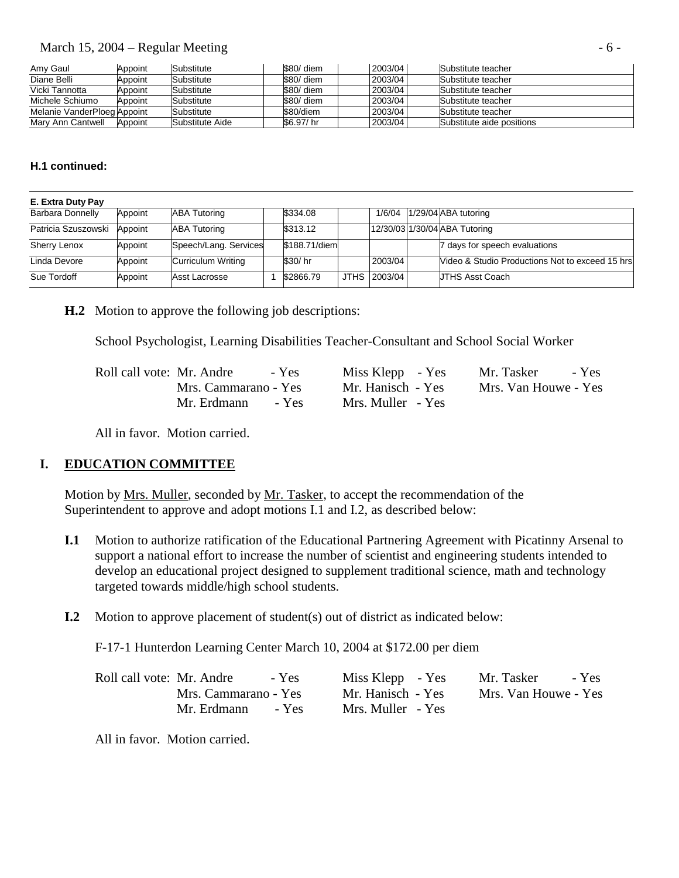| | | | | | | | |
|---|---|---|---|---|---|---|---|
| Amy Gaul | Appoint | Substitute | $80/ diem | | 2003/04 | | Substitute teacher |
| Diane Belli | Appoint | Substitute | $80/ diem | | 2003/04 | | Substitute teacher |
| Vicki Tannotta | Appoint | Substitute | $80/ diem | | 2003/04 | | Substitute teacher |
| Michele Schiumo | Appoint | Substitute | $80/ diem | | 2003/04 | | Substitute teacher |
| Melanie VanderPloeg | Appoint | Substitute | $80/diem | | 2003/04 | | Substitute teacher |
| Mary Ann Cantwell | Appoint | Substitute Aide | $6.97/ hr | | 2003/04 | | Substitute aide positions |

**H.1 continued:**

| E. Extra Duty Pay | | | | | | | | |
|---|---|---|---|---|---|---|---|---|
| Barbara Donnelly | Appoint | ABA Tutoring | | $334.08 | | 1/6/04 | 1/29/04 | ABA tutoring |
| Patricia Szuszowski | Appoint | ABA Tutoring | | $313.12 | | 12/30/03 | 1/30/04 | ABA Tutoring |
| Sherry Lenox | Appoint | Speech/Lang. Services | | $188.71/diem | | | | 7 days for speech evaluations |
| Linda Devore | Appoint | Curriculum Writing | | $30/ hr | | 2003/04 | | Video & Studio Productions Not to exceed 15 hrs |
| Sue Tordoff | Appoint | Asst Lacrosse | 1 | $2866.79 | JTHS | 2003/04 | | JTHS Asst Coach |

**H.2** Motion to approve the following job descriptions:

School Psychologist, Learning Disabilities Teacher-Consultant and School Social Worker

Roll call vote: Mr. Andre - Yes, Mrs. Cammarano - Yes, Mr. Erdmann - Yes, Miss Klepp - Yes, Mr. Hanisch - Yes, Mrs. Muller - Yes, Mr. Tasker - Yes, Mrs. Van Houwe - Yes

All in favor. Motion carried.

## I. EDUCATION COMMITTEE

Motion by Mrs. Muller, seconded by Mr. Tasker, to accept the recommendation of the Superintendent to approve and adopt motions I.1 and I.2, as described below:

**I.1** Motion to authorize ratification of the Educational Partnering Agreement with Picatinny Arsenal to support a national effort to increase the number of scientist and engineering students intended to develop an educational project designed to supplement traditional science, math and technology targeted towards middle/high school students.

**I.2** Motion to approve placement of student(s) out of district as indicated below:

F-17-1 Hunterdon Learning Center March 10, 2004 at $172.00 per diem

Roll call vote: Mr. Andre - Yes, Mrs. Cammarano - Yes, Mr. Erdmann - Yes, Miss Klepp - Yes, Mr. Hanisch - Yes, Mrs. Muller - Yes, Mr. Tasker - Yes, Mrs. Van Houwe - Yes

All in favor. Motion carried.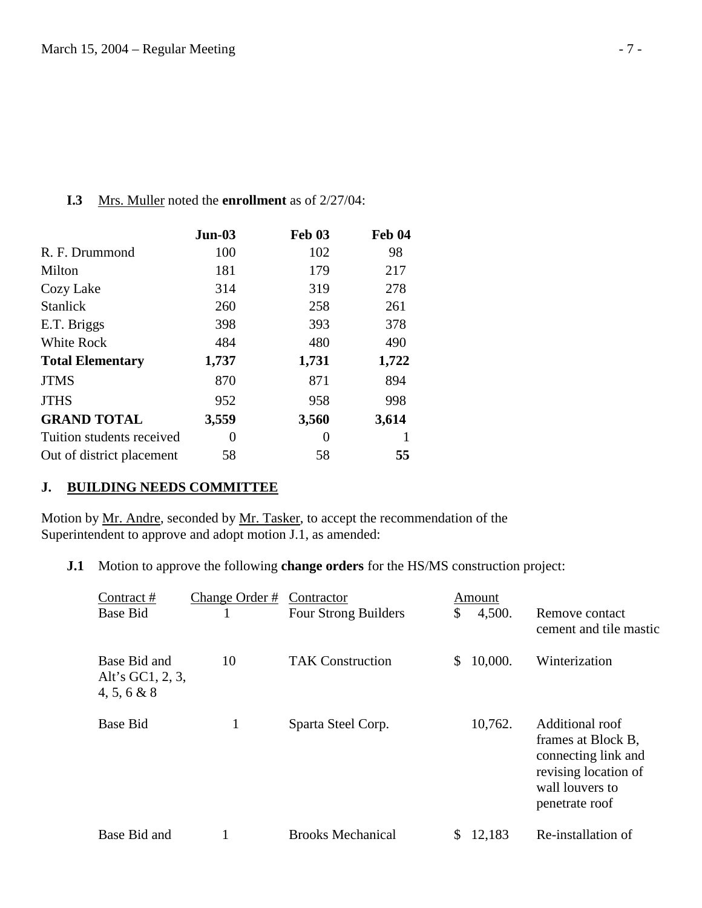**I.3** Mrs. Muller noted the **enrollment** as of 2/27/04:

| | **Jun-03** | **Feb 03** | **Feb 04** |
|---|---|---|---|
| R. F. Drummond | 100 | 102 | 98 |
| Milton | 181 | 179 | 217 |
| Cozy Lake | 314 | 319 | 278 |
| Stanlick | 260 | 258 | 261 |
| E.T. Briggs | 398 | 393 | 378 |
| White Rock | 484 | 480 | 490 |
| **Total Elementary** | **1,737** | **1,731** | **1,722** |
| JTMS | 870 | 871 | 894 |
| JTHS | 952 | 958 | 998 |
| **GRAND TOTAL** | **3,559** | **3,560** | **3,614** |
| Tuition students received | 0 | 0 | 1 |
| Out of district placement | 58 | 58 | **55** |

## J. BUILDING NEEDS COMMITTEE

Motion by Mr. Andre, seconded by Mr. Tasker, to accept the recommendation of the Superintendent to approve and adopt motion J.1, as amended:

**J.1** Motion to approve the following **change orders** for the HS/MS construction project:

| Contract # | Change Order # | Contractor | Amount | |
|---|---|---|---|---|
| Base Bid | 1 | Four Strong Builders | $ 4,500. | Remove contact cement and tile mastic |
| Base Bid and Alt's GC1, 2, 3, 4, 5, 6 & 8 | 10 | TAK Construction | $ 10,000. | Winterization |
| Base Bid | 1 | Sparta Steel Corp. | 10,762. | Additional roof frames at Block B, connecting link and revising location of wall louvers to penetrate roof |
| Base Bid and | 1 | Brooks Mechanical | $ 12,183 | Re-installation of |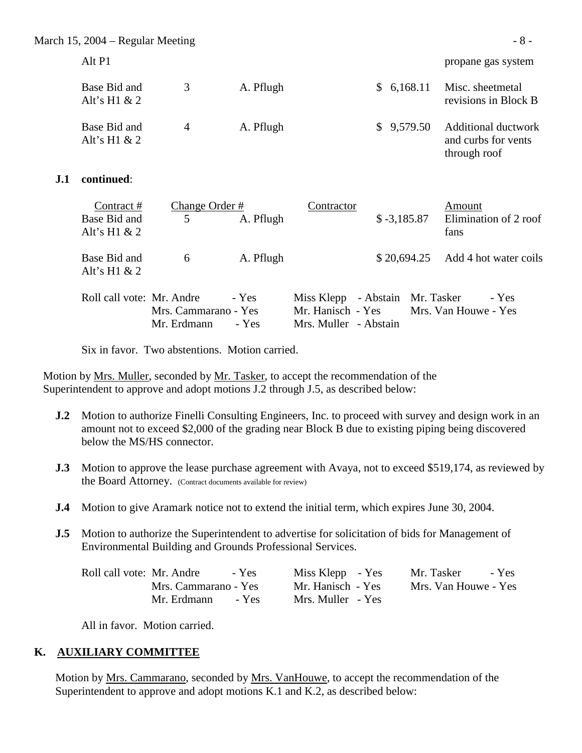| | | | | |
|---|---|---|---|---|
| Alt P1 | | | | propane gas system |
| Base Bid and Alt's H1 & 2 | 3 | A. Pflugh | $ 6,168.11 | Misc. sheetmetal revisions in Block B |
| Base Bid and Alt's H1 & 2 | 4 | A. Pflugh | $ 9,579.50 | Additional ductwork and curbs for vents through roof |

**J.1 continued**:

| Contract # | Change Order # | Contractor | | Amount |
|---|---|---|---|---|
| Base Bid and Alt's H1 & 2 | 5 | A. Pflugh | $ -3,185.87 | Elimination of 2 roof fans |
| Base Bid and Alt's H1 & 2 | 6 | A. Pflugh | $ 20,694.25 | Add 4 hot water coils |

| Roll call vote: | | | |
|---|---|---|---|
| | Mr. Andre - Yes | Miss Klepp - Abstain | Mr. Tasker - Yes |
| | Mrs. Cammarano - Yes | Mr. Hanisch - Yes | Mrs. Van Houwe - Yes |
| | Mr. Erdmann - Yes | Mrs. Muller - Abstain | |

Six in favor. Two abstentions. Motion carried.

Motion by Mrs. Muller, seconded by Mr. Tasker, to accept the recommendation of the Superintendent to approve and adopt motions J.2 through J.5, as described below:

**J.2** Motion to authorize Finelli Consulting Engineers, Inc. to proceed with survey and design work in an amount not to exceed $2,000 of the grading near Block B due to existing piping being discovered below the MS/HS connector.

**J.3** Motion to approve the lease purchase agreement with Avaya, not to exceed $519,174, as reviewed by the Board Attorney. (Contract documents available for review)

**J.4** Motion to give Aramark notice not to extend the initial term, which expires June 30, 2004.

**J.5** Motion to authorize the Superintendent to advertise for solicitation of bids for Management of Environmental Building and Grounds Professional Services.

| Roll call vote: | | | |
|---|---|---|---|
| | Mr. Andre - Yes | Miss Klepp - Yes | Mr. Tasker - Yes |
| | Mrs. Cammarano - Yes | Mr. Hanisch - Yes | Mrs. Van Houwe - Yes |
| | Mr. Erdmann - Yes | Mrs. Muller - Yes | |

All in favor. Motion carried.

## K. AUXILIARY COMMITTEE

Motion by Mrs. Cammarano, seconded by Mrs. VanHouwe, to accept the recommendation of the Superintendent to approve and adopt motions K.1 and K.2, as described below: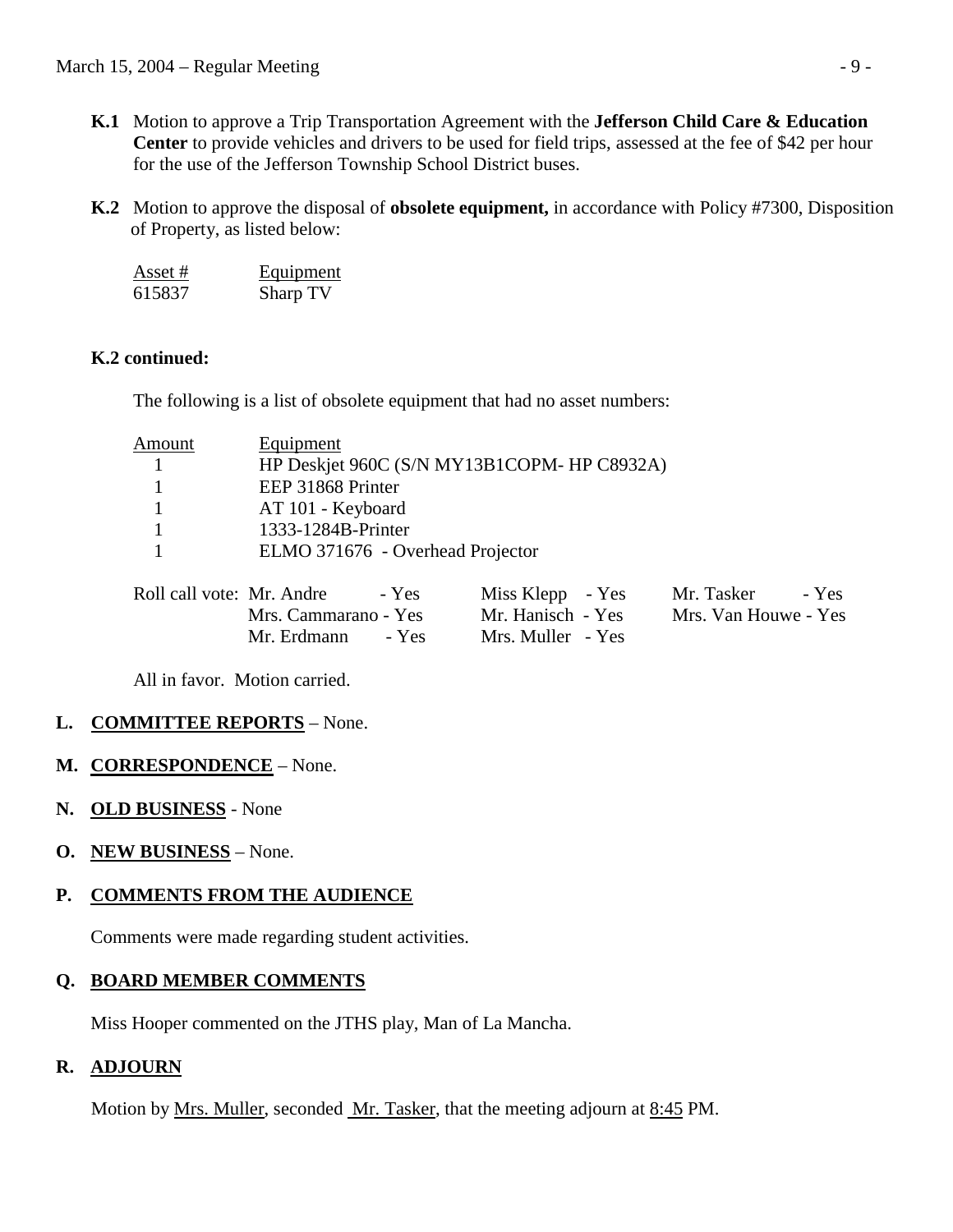**K.1** Motion to approve a Trip Transportation Agreement with the **Jefferson Child Care & Education Center** to provide vehicles and drivers to be used for field trips, assessed at the fee of $42 per hour for the use of the Jefferson Township School District buses.

**K.2** Motion to approve the disposal of **obsolete equipment,** in accordance with Policy #7300, Disposition of Property, as listed below:

| Asset # | Equipment |
|---|---|
| 615837 | Sharp TV |

**K.2 continued:**

The following is a list of obsolete equipment that had no asset numbers:

| Amount | Equipment |
|---|---|
| 1 | HP Deskjet 960C (S/N MY13B1COPM- HP C8932A) |
| 1 | EEP 31868 Printer |
| 1 | AT 101 - Keyboard |
| 1 | 1333-1284B-Printer |
| 1 | ELMO 371676 - Overhead Projector |

Roll call vote: Mr. Andre - Yes, Miss Klepp - Yes, Mr. Tasker - Yes, Mrs. Cammarano - Yes, Mr. Hanisch - Yes, Mrs. Van Houwe - Yes, Mr. Erdmann - Yes, Mrs. Muller - Yes

All in favor. Motion carried.

**L. COMMITTEE REPORTS** – None.

**M. CORRESPONDENCE** – None.

**N. OLD BUSINESS** - None

**O. NEW BUSINESS** – None.

**P. COMMENTS FROM THE AUDIENCE**

Comments were made regarding student activities.

**Q. BOARD MEMBER COMMENTS**

Miss Hooper commented on the JTHS play, Man of La Mancha.

**R. ADJOURN**

Motion by Mrs. Muller, seconded Mr. Tasker, that the meeting adjourn at 8:45 PM.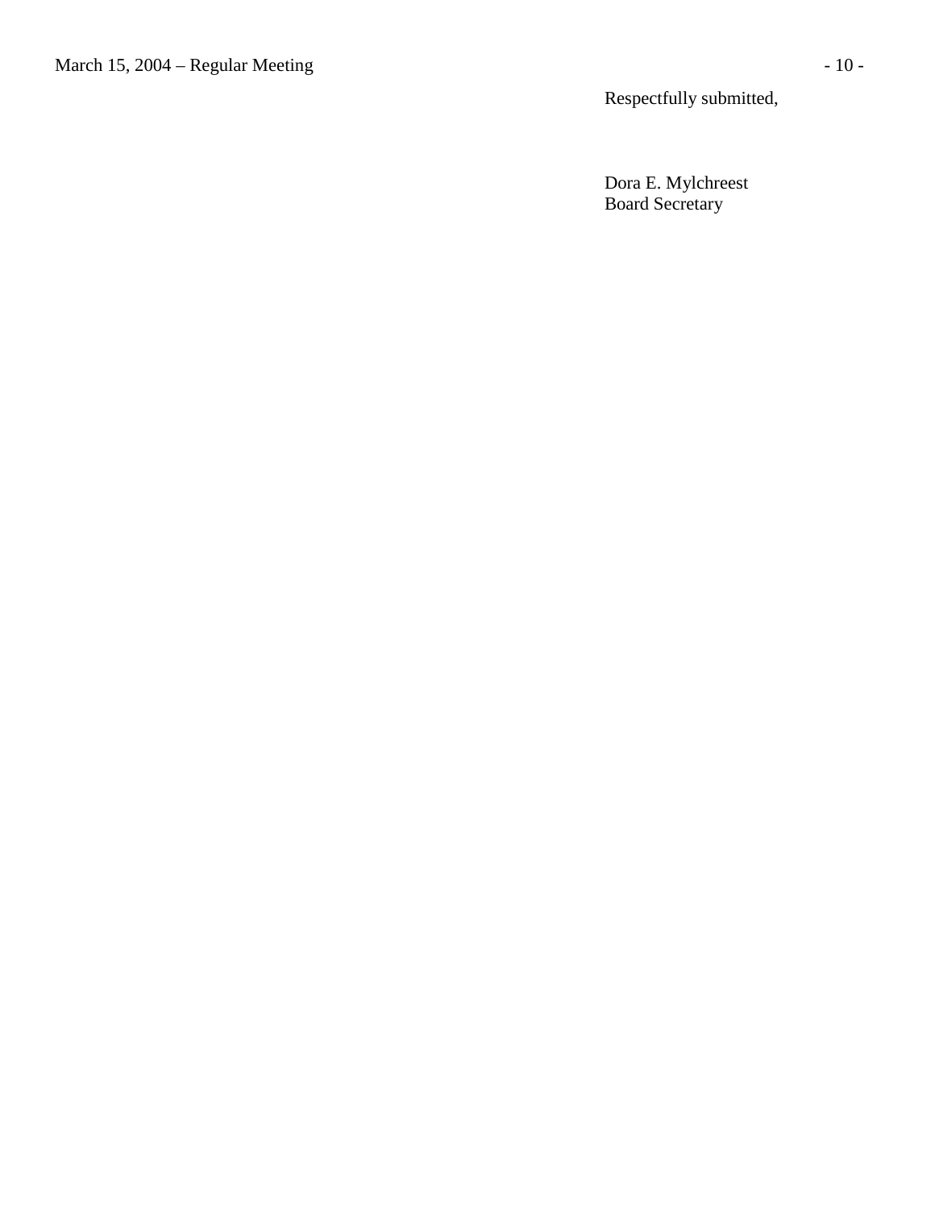Respectfully submitted,

Dora E. Mylchreest
Board Secretary